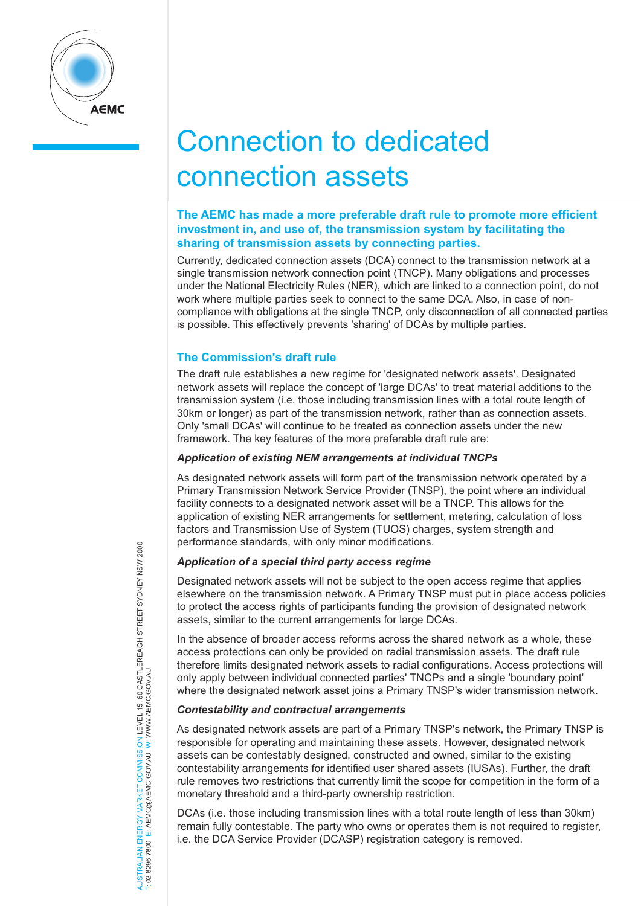# Connection to dedicated connection assets

**The AEMC has made a more preferable draft rule to promote more efficient investment in, and use of, the transmission system by facilitating the sharing of transmission assets by connecting parties.**

Currently, dedicated connection assets (DCA) connect to the transmission network at a single transmission network connection point (TNCP). Many obligations and processes under the National Electricity Rules (NER), which are linked to a connection point, do not work where multiple parties seek to connect to the same DCA. Also, in case of non-compliance with obligations at the single TNCP, only disconnection of all connected parties is possible. This effectively prevents 'sharing' of DCAs by multiple parties.

## The Commission's draft rule

The draft rule establishes a new regime for 'designated network assets'. Designated network assets will replace the concept of 'large DCAs' to treat material additions to the transmission system (i.e. those including transmission lines with a total route length of 30km or longer) as part of the transmission network, rather than as connection assets. Only 'small DCAs' will continue to be treated as connection assets under the new framework. The key features of the more preferable draft rule are:

### *Application of existing NEM arrangements at individual TNCPs*

As designated network assets will form part of the transmission network operated by a Primary Transmission Network Service Provider (TNSP), the point where an individual facility connects to a designated network asset will be a TNCP. This allows for the application of existing NER arrangements for settlement, metering, calculation of loss factors and Transmission Use of System (TUOS) charges, system strength and performance standards, with only minor modifications.

### *Application of a special third party access regime*

Designated network assets will not be subject to the open access regime that applies elsewhere on the transmission network. A Primary TNSP must put in place access policies to protect the access rights of participants funding the provision of designated network assets, similar to the current arrangements for large DCAs.

In the absence of broader access reforms across the shared network as a whole, these access protections can only be provided on radial transmission assets. The draft rule therefore limits designated network assets to radial configurations. Access protections will only apply between individual connected parties' TNCPs and a single 'boundary point' where the designated network asset joins a Primary TNSP's wider transmission network.

### *Contestability and contractual arrangements*

As designated network assets are part of a Primary TNSP's network, the Primary TNSP is responsible for operating and maintaining these assets. However, designated network assets can be contestably designed, constructed and owned, similar to the existing contestability arrangements for identified user shared assets (IUSAs). Further, the draft rule removes two restrictions that currently limit the scope for competition in the form of a monetary threshold and a third-party ownership restriction.

DCAs (i.e. those including transmission lines with a total route length of less than 30km) remain fully contestable. The party who owns or operates them is not required to register, i.e. the DCA Service Provider (DCASP) registration category is removed.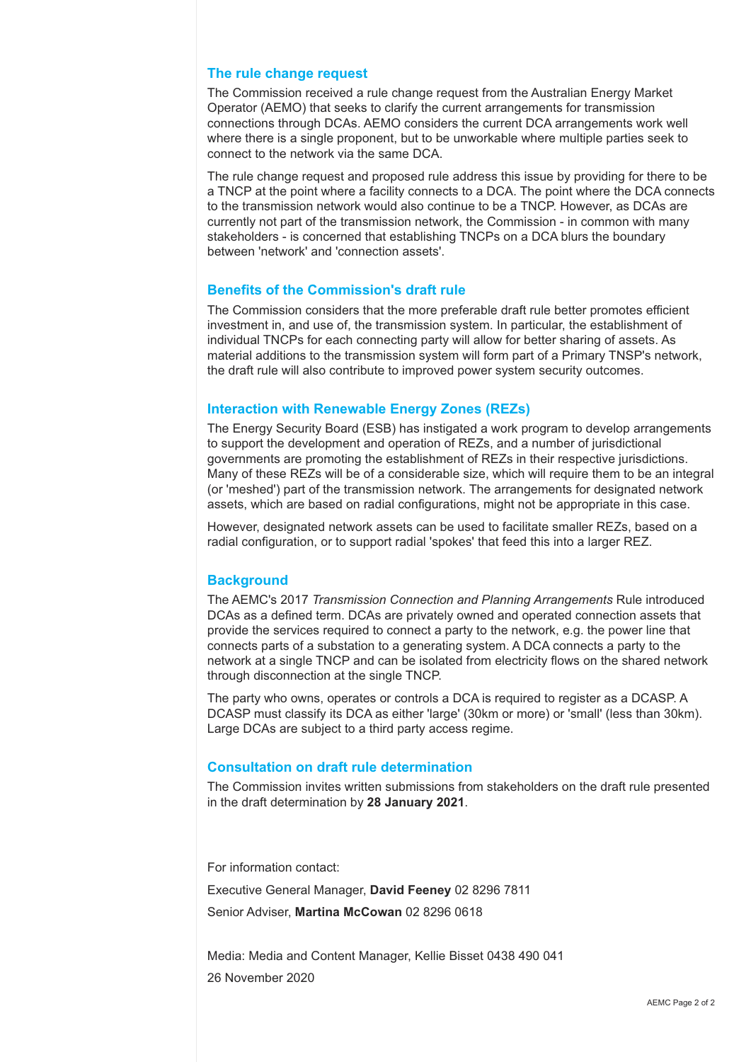## The rule change request

The Commission received a rule change request from the Australian Energy Market Operator (AEMO) that seeks to clarify the current arrangements for transmission connections through DCAs. AEMO considers the current DCA arrangements work well where there is a single proponent, but to be unworkable where multiple parties seek to connect to the network via the same DCA.

The rule change request and proposed rule address this issue by providing for there to be a TNCP at the point where a facility connects to a DCA. The point where the DCA connects to the transmission network would also continue to be a TNCP. However, as DCAs are currently not part of the transmission network, the Commission - in common with many stakeholders - is concerned that establishing TNCPs on a DCA blurs the boundary between 'network' and 'connection assets'.

## Benefits of the Commission's draft rule

The Commission considers that the more preferable draft rule better promotes efficient investment in, and use of, the transmission system. In particular, the establishment of individual TNCPs for each connecting party will allow for better sharing of assets. As material additions to the transmission system will form part of a Primary TNSP's network, the draft rule will also contribute to improved power system security outcomes.

## Interaction with Renewable Energy Zones (REZs)

The Energy Security Board (ESB) has instigated a work program to develop arrangements to support the development and operation of REZs, and a number of jurisdictional governments are promoting the establishment of REZs in their respective jurisdictions. Many of these REZs will be of a considerable size, which will require them to be an integral (or 'meshed') part of the transmission network. The arrangements for designated network assets, which are based on radial configurations, might not be appropriate in this case.

However, designated network assets can be used to facilitate smaller REZs, based on a radial configuration, or to support radial 'spokes' that feed this into a larger REZ.

## Background

The AEMC's 2017 *Transmission Connection and Planning Arrangements* Rule introduced DCAs as a defined term. DCAs are privately owned and operated connection assets that provide the services required to connect a party to the network, e.g. the power line that connects parts of a substation to a generating system. A DCA connects a party to the network at a single TNCP and can be isolated from electricity flows on the shared network through disconnection at the single TNCP.

The party who owns, operates or controls a DCA is required to register as a DCASP. A DCASP must classify its DCA as either 'large' (30km or more) or 'small' (less than 30km). Large DCAs are subject to a third party access regime.

## Consultation on draft rule determination

The Commission invites written submissions from stakeholders on the draft rule presented in the draft determination by **28 January 2021**.

For information contact:

Executive General Manager, **David Feeney** 02 8296 7811

Senior Adviser, **Martina McCowan** 02 8296 0618

Media: Media and Content Manager, Kellie Bisset 0438 490 041

26 November 2020